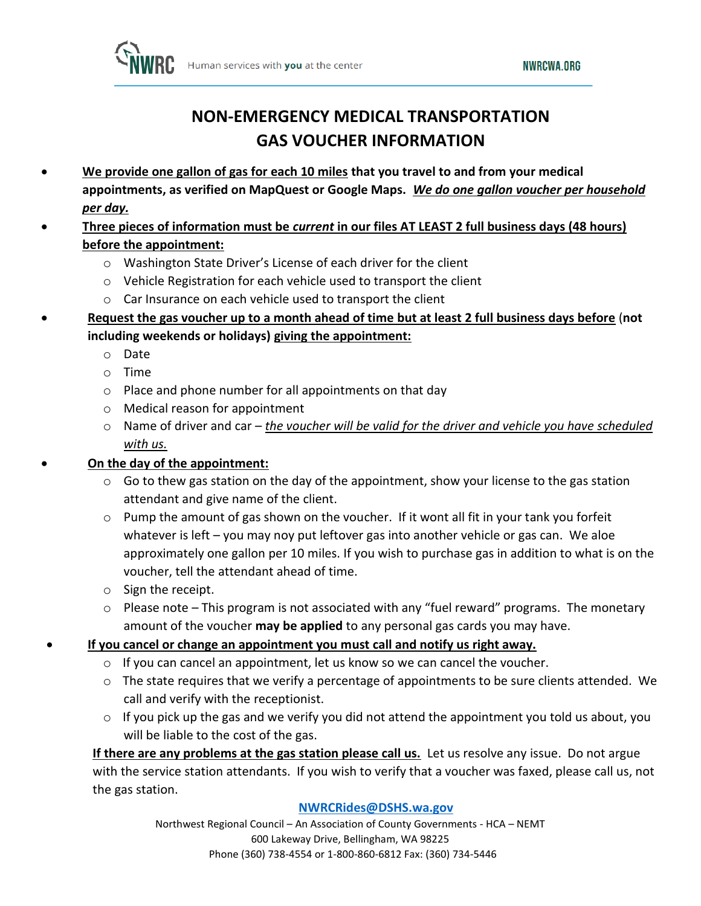# NON-EMERGENCY MEDICAL TRANSPORTATION GAS VOUCHER INFORMATION

- **<u>We provide one gallon of gas for each 10 miles</u> that you travel to and from your medical appointments, as verified on MapQuest or Google Maps.** ***<u>We do one gallon voucher per household per day.</u>***
- **<u>Three pieces of information must be *current* in our files AT LEAST 2 full business days (48 hours) before the appointment:</u>**
  - Washington State Driver's License of each driver for the client
  - Vehicle Registration for each vehicle used to transport the client
  - Car Insurance on each vehicle used to transport the client
- **<u>Request the gas voucher up to a month ahead of time but at least 2 full business days before</u> (not including weekends or holidays) <u>giving the appointment:</u>**
  - Date
  - Time
  - Place and phone number for all appointments on that day
  - Medical reason for appointment
  - Name of driver and car – *<u>the voucher will be valid for the driver and vehicle you have scheduled with us.</u>*
- **<u>On the day of the appointment:</u>**
  - Go to thew gas station on the day of the appointment, show your license to the gas station attendant and give name of the client.
  - Pump the amount of gas shown on the voucher. If it wont all fit in your tank you forfeit whatever is left – you may noy put leftover gas into another vehicle or gas can. We aloe approximately one gallon per 10 miles. If you wish to purchase gas in addition to what is on the voucher, tell the attendant ahead of time.
  - Sign the receipt.
  - Please note – This program is not associated with any "fuel reward" programs. The monetary amount of the voucher **may be applied** to any personal gas cards you may have.
- **<u>If you cancel or change an appointment you must call and notify us right away.</u>**
  - If you can cancel an appointment, let us know so we can cancel the voucher.
  - The state requires that we verify a percentage of appointments to be sure clients attended. We call and verify with the receptionist.
  - If you pick up the gas and we verify you did not attend the appointment you told us about, you will be liable to the cost of the gas.

**<u>If there are any problems at the gas station please call us.</u>** Let us resolve any issue. Do not argue with the service station attendants. If you wish to verify that a voucher was faxed, please call us, not the gas station.

**NWRCRides@DSHS.wa.gov**

Northwest Regional Council – An Association of County Governments - HCA – NEMT
600 Lakeway Drive, Bellingham, WA 98225
Phone (360) 738-4554 or 1-800-860-6812 Fax: (360) 734-5446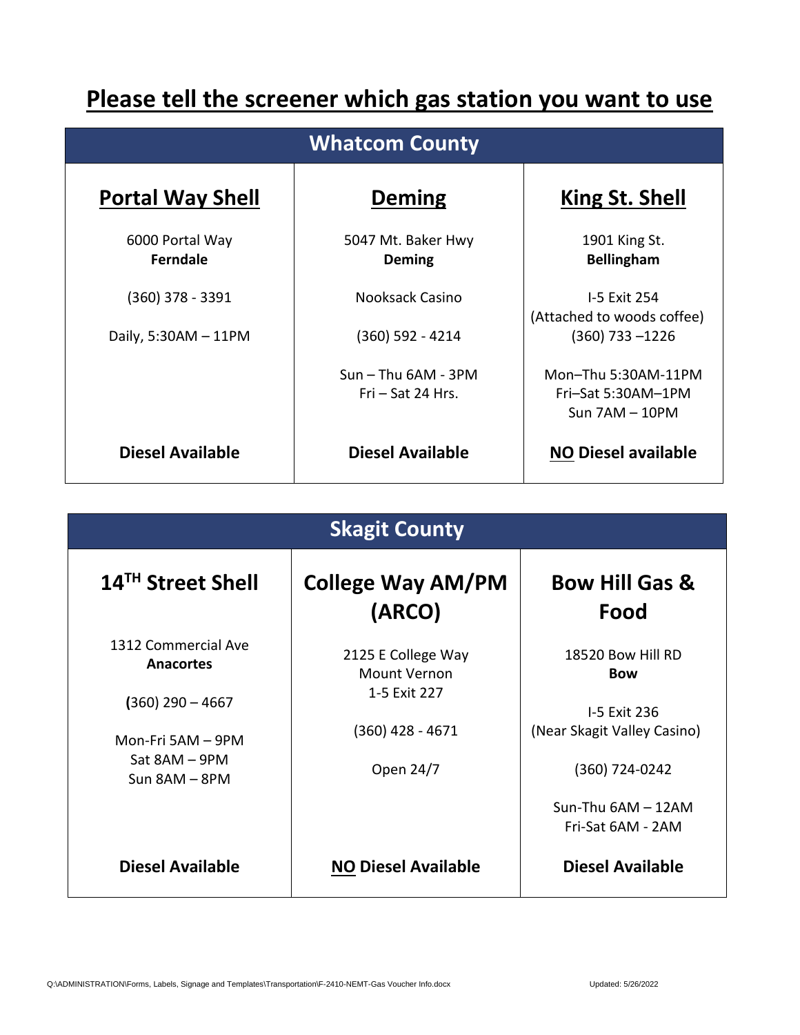# Please tell the screener which gas station you want to use

| Whatcom County | | |
|---|---|---|
| **Portal Way Shell** | **Deming** | **King St. Shell** |
| 6000 Portal Way<br>**Ferndale** | 5047 Mt. Baker Hwy<br>**Deming** | 1901 King St.<br>**Bellingham** |
| (360) 378 - 3391 | Nooksack Casino | I-5 Exit 254<br>(Attached to woods coffee) |
| Daily, 5:30AM – 11PM | (360) 592 - 4214 | (360) 733 –1226 |
| | Sun – Thu 6AM - 3PM<br>Fri – Sat 24 Hrs. | Mon–Thu 5:30AM-11PM<br>Fri–Sat 5:30AM–1PM<br>Sun 7AM – 10PM |
| **Diesel Available** | **Diesel Available** | **NO Diesel available** |

| Skagit County | | |
|---|---|---|
| **14TH Street Shell** | **College Way AM/PM (ARCO)** | **Bow Hill Gas & Food** |
| 1312 Commercial Ave<br>**Anacortes** | 2125 E College Way<br>Mount Vernon<br>1-5 Exit 227 | 18520 Bow Hill RD<br>**Bow** |
| (360) 290 – 4667 | (360) 428 - 4671 | I-5 Exit 236<br>(Near Skagit Valley Casino) |
| Mon-Fri 5AM – 9PM<br>Sat 8AM – 9PM<br>Sun 8AM – 8PM | Open 24/7 | (360) 724-0242 |
| | | Sun-Thu 6AM – 12AM<br>Fri-Sat 6AM - 2AM |
| **Diesel Available** | **NO Diesel Available** | **Diesel Available** |